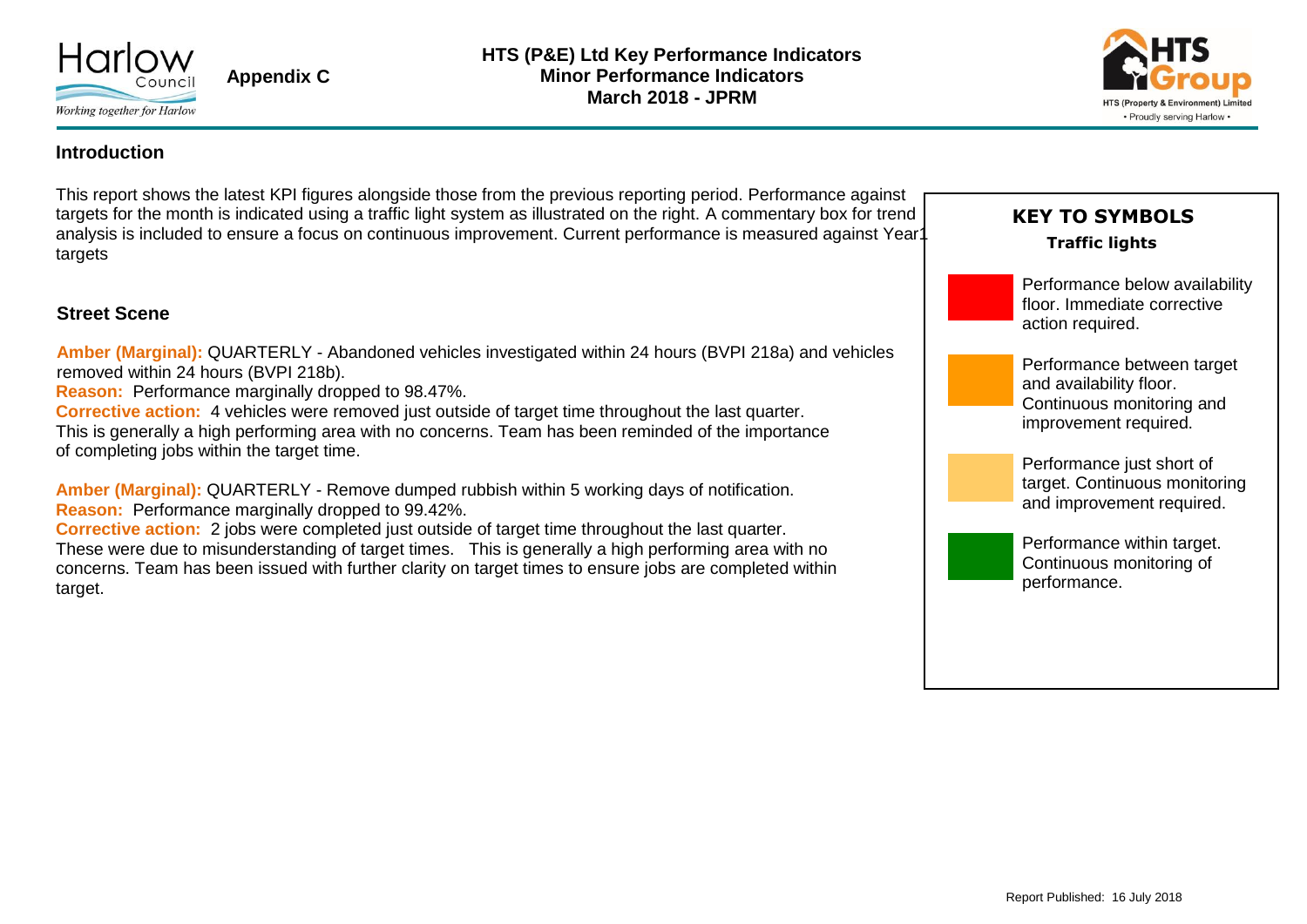Harlow Council
*Working together for Harlow*

**Appendix C**

**HTS (P&E) Ltd Key Performance Indicators**
**Minor Performance Indicators**
**March 2018 - JPRM**

HTS Group
HTS (Property & Environment) Limited
• Proudly serving Harlow •

## Introduction

This report shows the latest KPI figures alongside those from the previous reporting period. Performance against targets for the month is indicated using a traffic light system as illustrated on the right. A commentary box for trend analysis is included to ensure a focus on continuous improvement. Current performance is measured against Year1 targets

**KEY TO SYMBOLS**

**Traffic lights**

- Red: Performance below availability floor. Immediate corrective action required.
- Amber: Performance between target and availability floor. Continuous monitoring and improvement required.
- Light amber: Performance just short of target. Continuous monitoring and improvement required.
- Green: Performance within target. Continuous monitoring of performance.

## Street Scene

**Amber (Marginal):** QUARTERLY - Abandoned vehicles investigated within 24 hours (BVPI 218a) and vehicles removed within 24 hours (BVPI 218b).
**Reason:** Performance marginally dropped to 98.47%.
**Corrective action:** 4 vehicles were removed just outside of target time throughout the last quarter.
This is generally a high performing area with no concerns. Team has been reminded of the importance of completing jobs within the target time.

**Amber (Marginal):** QUARTERLY - Remove dumped rubbish within 5 working days of notification.
**Reason:** Performance marginally dropped to 99.42%.
**Corrective action:** 2 jobs were completed just outside of target time throughout the last quarter.
These were due to misunderstanding of target times. This is generally a high performing area with no concerns. Team has been issued with further clarity on target times to ensure jobs are completed within target.

Report Published: 16 July 2018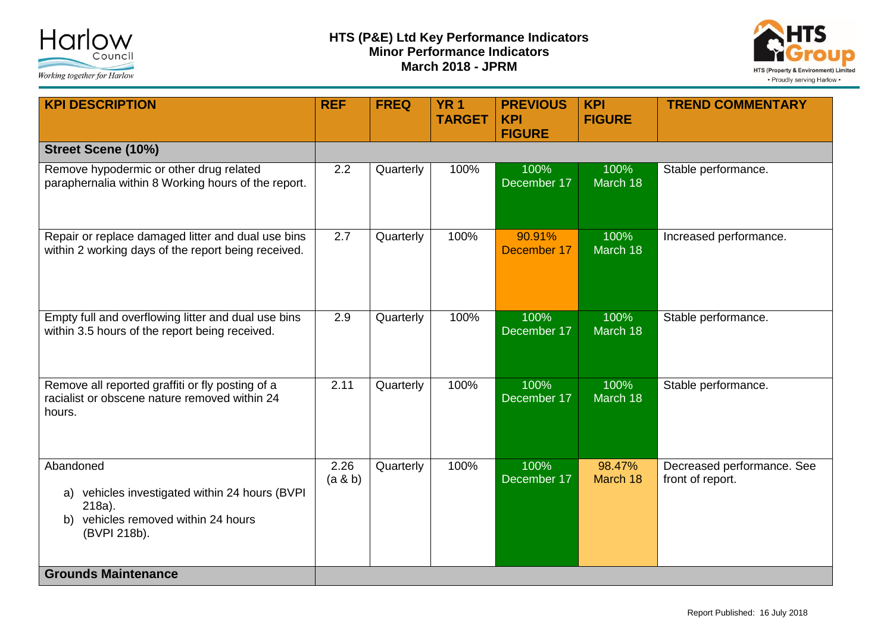**HTS (P&E) Ltd Key Performance Indicators**
**Minor Performance Indicators**
**March 2018 - JPRM**

| KPI DESCRIPTION | REF | FREQ | YR 1 TARGET | PREVIOUS KPI FIGURE | KPI FIGURE | TREND COMMENTARY |
|---|---|---|---|---|---|---|
| **Street Scene (10%)** | | | | | | |
| Remove hypodermic or other drug related paraphernalia within 8 Working hours of the report. | 2.2 | Quarterly | 100% | 100% December 17 | 100% March 18 | Stable performance. |
| Repair or replace damaged litter and dual use bins within 2 working days of the report being received. | 2.7 | Quarterly | 100% | 90.91% December 17 | 100% March 18 | Increased performance. |
| Empty full and overflowing litter and dual use bins within 3.5 hours of the report being received. | 2.9 | Quarterly | 100% | 100% December 17 | 100% March 18 | Stable performance. |
| Remove all reported graffiti or fly posting of a racialist or obscene nature removed within 24 hours. | 2.11 | Quarterly | 100% | 100% December 17 | 100% March 18 | Stable performance. |
| Abandoned a) vehicles investigated within 24 hours (BVPI 218a). b) vehicles removed within 24 hours (BVPI 218b). | 2.26 (a & b) | Quarterly | 100% | 100% December 17 | 98.47% March 18 | Decreased performance. See front of report. |
| **Grounds Maintenance** | | | | | | |

Report Published: 16 July 2018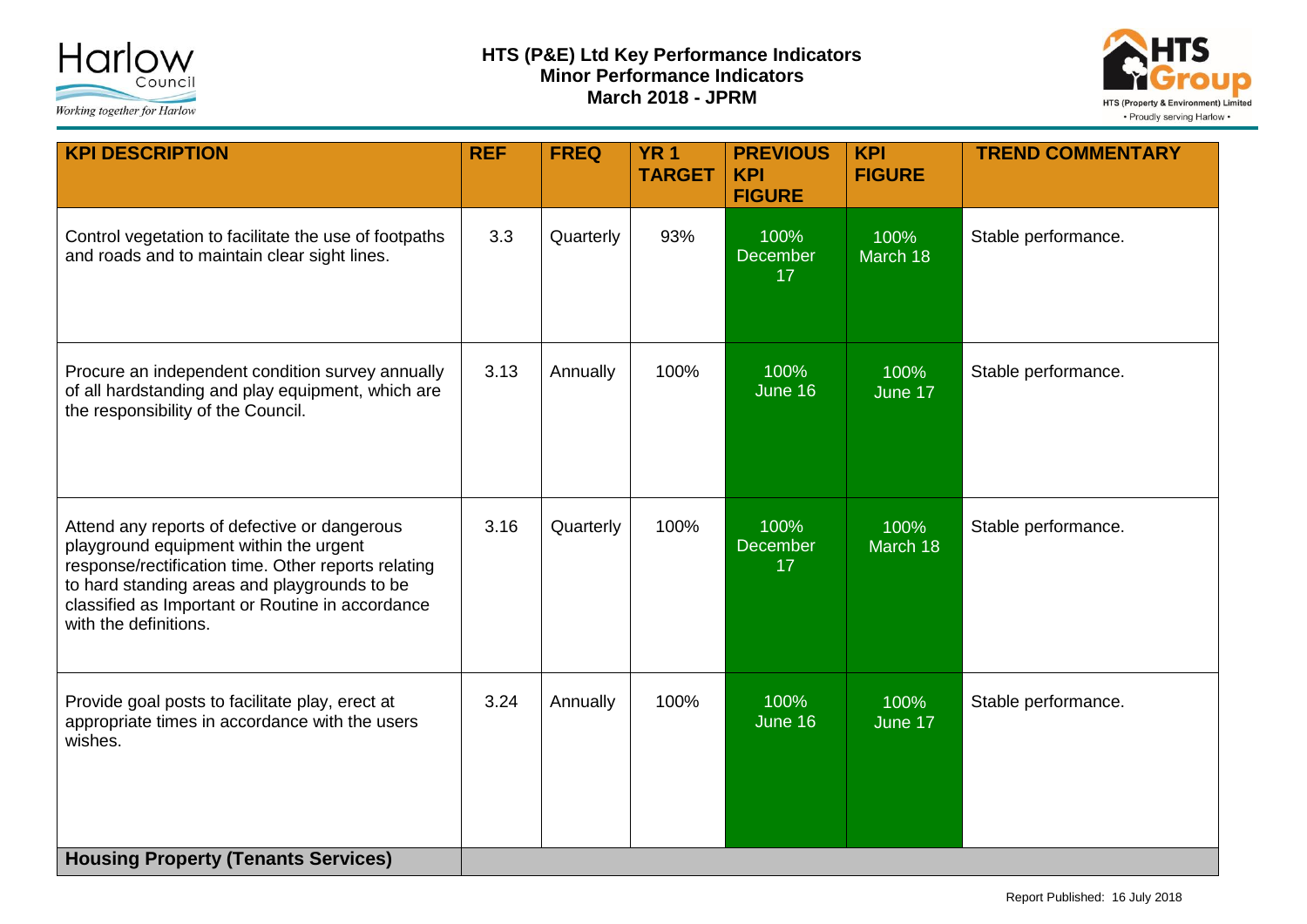**HTS (P&E) Ltd Key Performance Indicators**
**Minor Performance Indicators**
**March 2018 - JPRM**

| KPI DESCRIPTION | REF | FREQ | YR 1 TARGET | PREVIOUS KPI FIGURE | KPI FIGURE | TREND COMMENTARY |
|---|---|---|---|---|---|---|
| Control vegetation to facilitate the use of footpaths and roads and to maintain clear sight lines. | 3.3 | Quarterly | 93% | 100% December 17 | 100% March 18 | Stable performance. |
| Procure an independent condition survey annually of all hardstanding and play equipment, which are the responsibility of the Council. | 3.13 | Annually | 100% | 100% June 16 | 100% June 17 | Stable performance. |
| Attend any reports of defective or dangerous playground equipment within the urgent response/rectification time. Other reports relating to hard standing areas and playgrounds to be classified as Important or Routine in accordance with the definitions. | 3.16 | Quarterly | 100% | 100% December 17 | 100% March 18 | Stable performance. |
| Provide goal posts to facilitate play, erect at appropriate times in accordance with the users wishes. | 3.24 | Annually | 100% | 100% June 16 | 100% June 17 | Stable performance. |
| **Housing Property (Tenants Services)** | | | | | | |

Report Published: 16 July 2018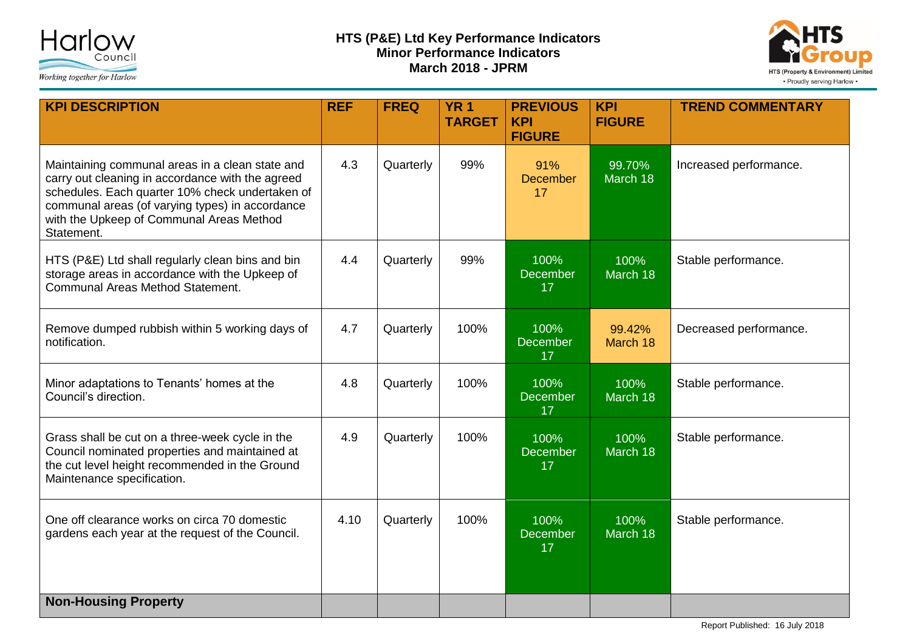## HTS (P&E) Ltd Key Performance Indicators
## Minor Performance Indicators
## March 2018 - JPRM

| KPI DESCRIPTION | REF | FREQ | YR 1 TARGET | PREVIOUS KPI FIGURE | KPI FIGURE | TREND COMMENTARY |
|---|---|---|---|---|---|---|
| Maintaining communal areas in a clean state and carry out cleaning in accordance with the agreed schedules. Each quarter 10% check undertaken of communal areas (of varying types) in accordance with the Upkeep of Communal Areas Method Statement. | 4.3 | Quarterly | 99% | 91% December 17 | 99.70% March 18 | Increased performance. |
| HTS (P&E) Ltd shall regularly clean bins and bin storage areas in accordance with the Upkeep of Communal Areas Method Statement. | 4.4 | Quarterly | 99% | 100% December 17 | 100% March 18 | Stable performance. |
| Remove dumped rubbish within 5 working days of notification. | 4.7 | Quarterly | 100% | 100% December 17 | 99.42% March 18 | Decreased performance. |
| Minor adaptations to Tenants' homes at the Council's direction. | 4.8 | Quarterly | 100% | 100% December 17 | 100% March 18 | Stable performance. |
| Grass shall be cut on a three-week cycle in the Council nominated properties and maintained at the cut level height recommended in the Ground Maintenance specification. | 4.9 | Quarterly | 100% | 100% December 17 | 100% March 18 | Stable performance. |
| One off clearance works on circa 70 domestic gardens each year at the request of the Council. | 4.10 | Quarterly | 100% | 100% December 17 | 100% March 18 | Stable performance. |
| **Non-Housing Property** | | | | | | |

Report Published: 16 July 2018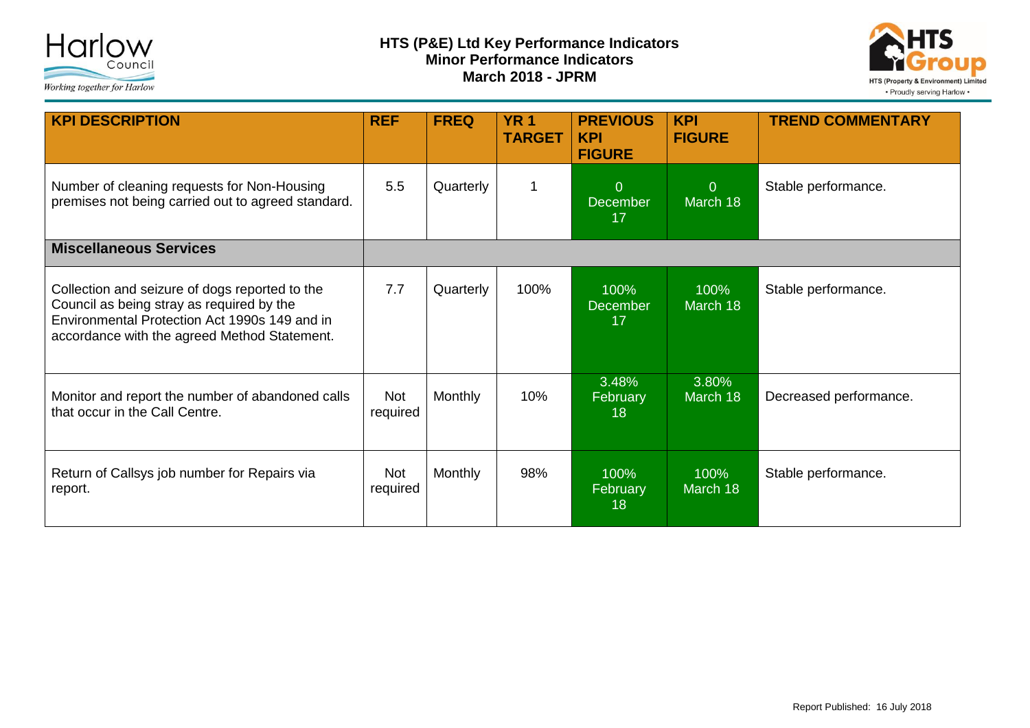**HTS (P&E) Ltd Key Performance Indicators**
**Minor Performance Indicators**
**March 2018 - JPRM**

| KPI DESCRIPTION | REF | FREQ | YR 1 TARGET | PREVIOUS KPI FIGURE | KPI FIGURE | TREND COMMENTARY |
|---|---|---|---|---|---|---|
| Number of cleaning requests for Non-Housing premises not being carried out to agreed standard. | 5.5 | Quarterly | 1 | 0 December 17 | 0 March 18 | Stable performance. |
| **Miscellaneous Services** | | | | | | |
| Collection and seizure of dogs reported to the Council as being stray as required by the Environmental Protection Act 1990s 149 and in accordance with the agreed Method Statement. | 7.7 | Quarterly | 100% | 100% December 17 | 100% March 18 | Stable performance. |
| Monitor and report the number of abandoned calls that occur in the Call Centre. | Not required | Monthly | 10% | 3.48% February 18 | 3.80% March 18 | Decreased performance. |
| Return of Callsys job number for Repairs via report. | Not required | Monthly | 98% | 100% February 18 | 100% March 18 | Stable performance. |

Report Published: 16 July 2018